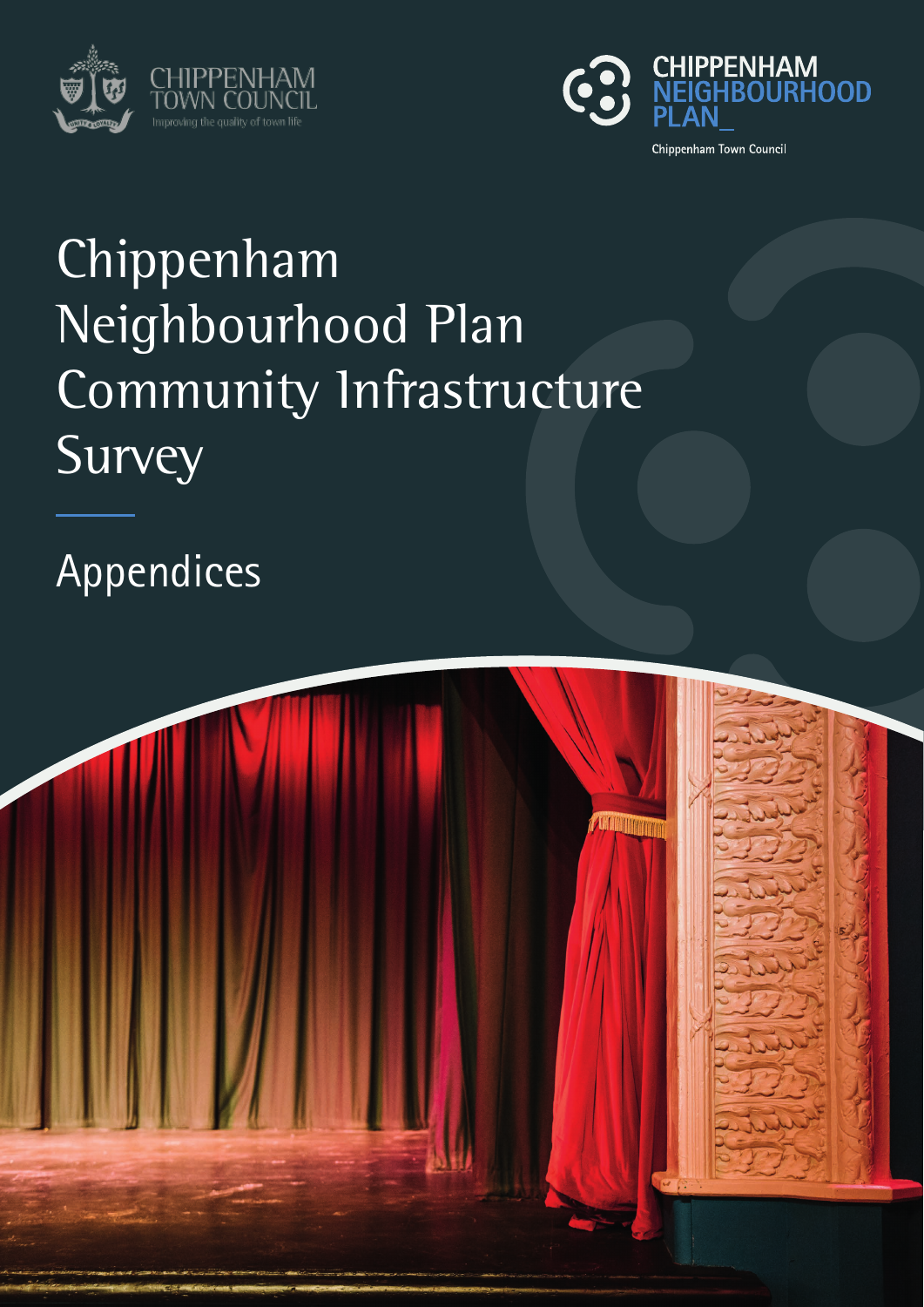CHIPPENHAM TOWN COUNCIL
Improving the quality of town life

CHIPPENHAM NEIGHBOURHOOD PLAN_
Chippenham Town Council

# Chippenham Neighbourhood Plan Community Infrastructure Survey

## Appendices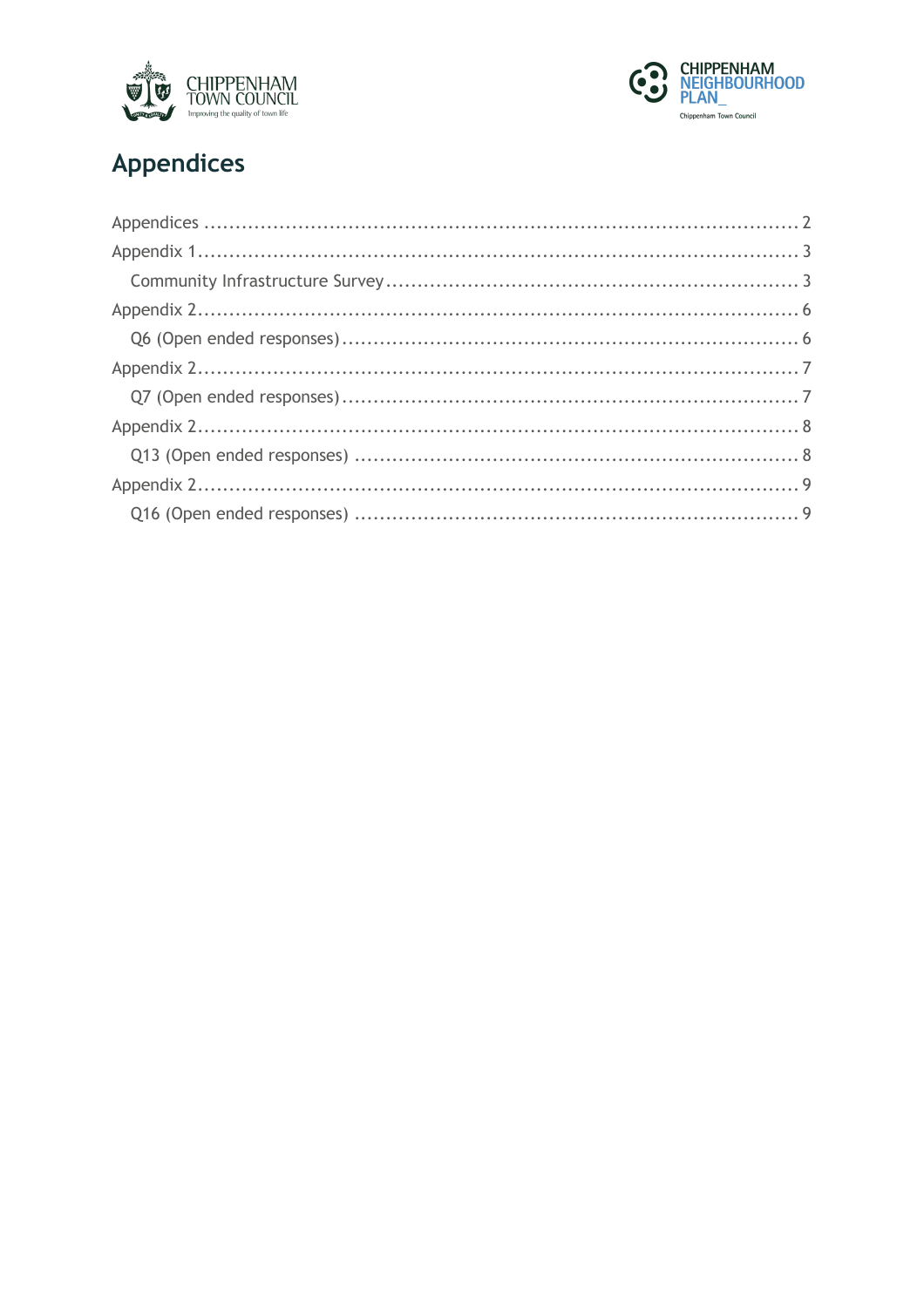# Appendices

Appendices ........................................................................................ 2
Appendix 1.......................................................................................... 3
- Community Infrastructure Survey ........................................................ 3

Appendix 2.......................................................................................... 6
- Q6 (Open ended responses) .................................................................. 6

Appendix 2.......................................................................................... 7
- Q7 (Open ended responses) .................................................................. 7

Appendix 2.......................................................................................... 8
- Q13 (Open ended responses) ................................................................ 8

Appendix 2.......................................................................................... 9
- Q16 (Open ended responses) ................................................................ 9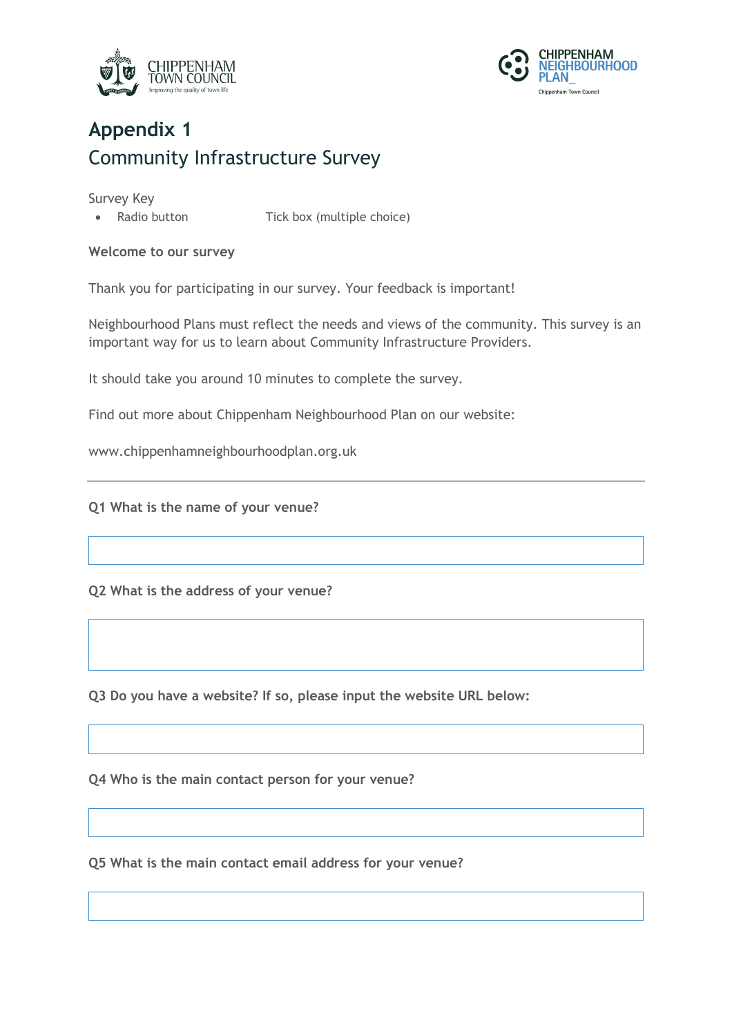# Appendix 1

## Community Infrastructure Survey

Survey Key

- Radio button
- Tick box (multiple choice)

**Welcome to our survey**

Thank you for participating in our survey. Your feedback is important!

Neighbourhood Plans must reflect the needs and views of the community. This survey is an important way for us to learn about Community Infrastructure Providers.

It should take you around 10 minutes to complete the survey.

Find out more about Chippenham Neighbourhood Plan on our website:

www.chippenhamneighbourhoodplan.org.uk

---

**Q1 What is the name of your venue?**

**Q2 What is the address of your venue?**

**Q3 Do you have a website? If so, please input the website URL below:**

**Q4 Who is the main contact person for your venue?**

**Q5 What is the main contact email address for your venue?**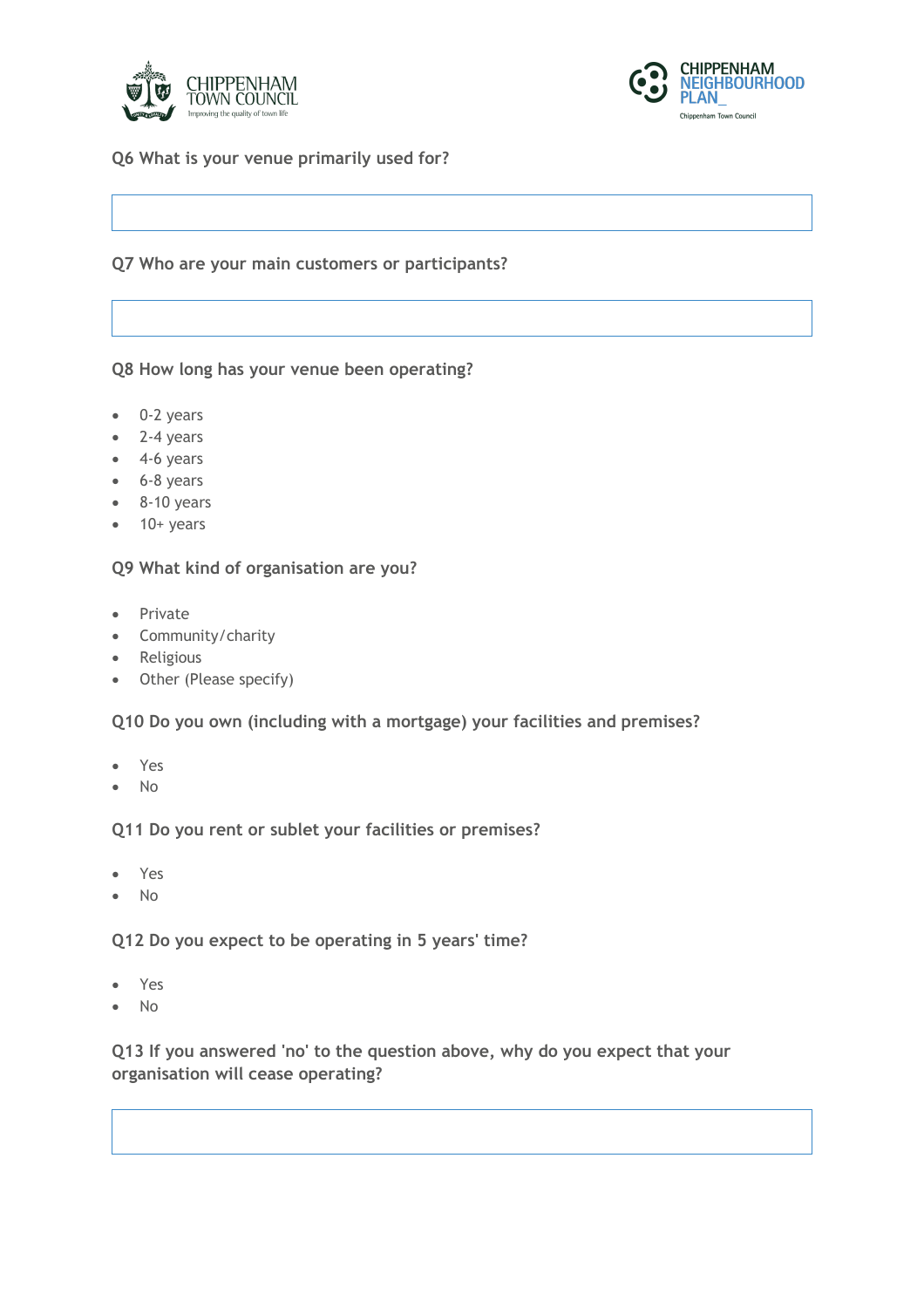### Q6 What is your venue primarily used for?

### Q7 Who are your main customers or participants?

### Q8 How long has your venue been operating?

- 0-2 years
- 2-4 years
- 4-6 years
- 6-8 years
- 8-10 years
- 10+ years

### Q9 What kind of organisation are you?

- Private
- Community/charity
- Religious
- Other (Please specify)

### Q10 Do you own (including with a mortgage) your facilities and premises?

- Yes
- No

### Q11 Do you rent or sublet your facilities or premises?

- Yes
- No

### Q12 Do you expect to be operating in 5 years' time?

- Yes
- No

### Q13 If you answered 'no' to the question above, why do you expect that your organisation will cease operating?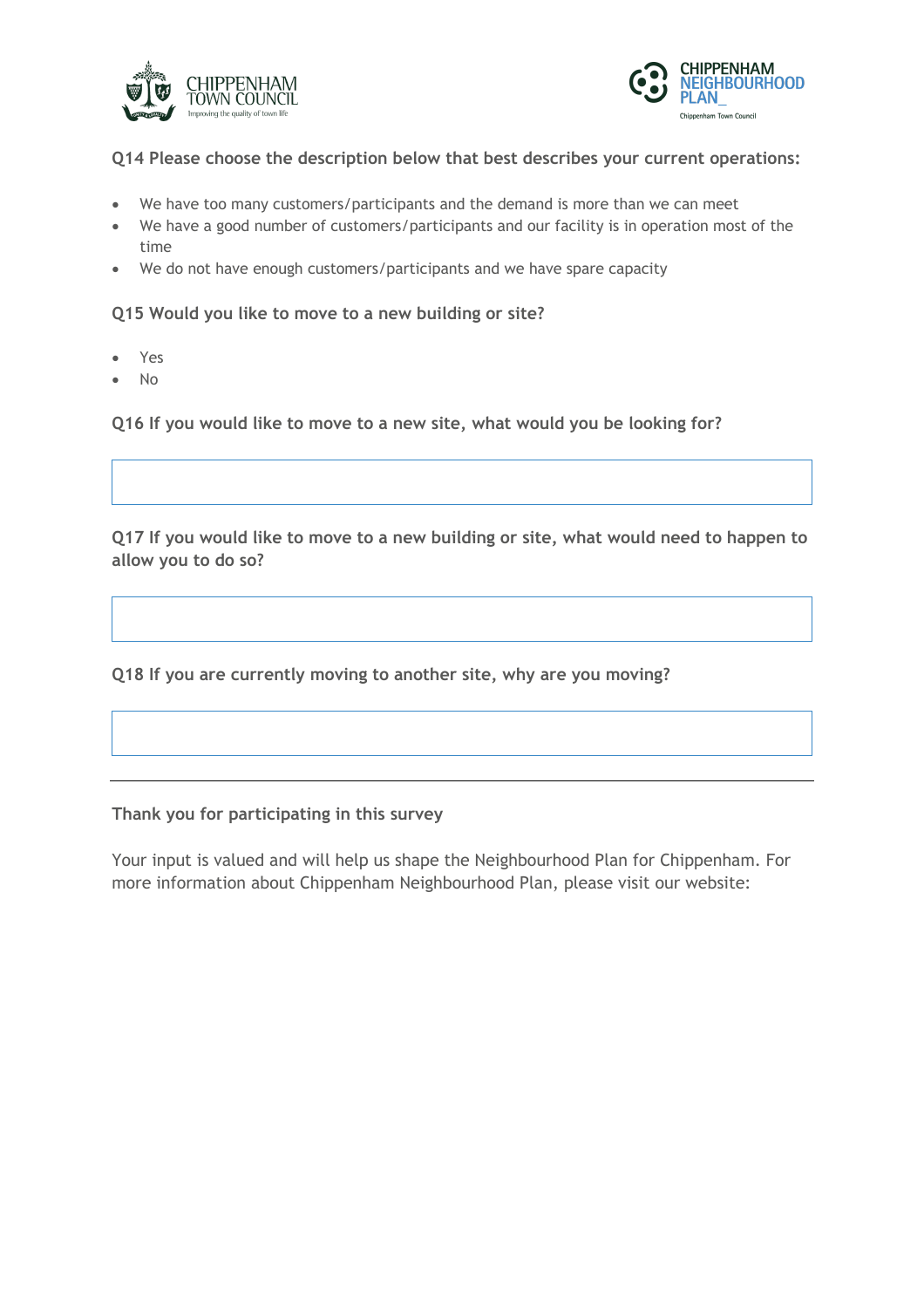**Q14 Please choose the description below that best describes your current operations:**

- We have too many customers/participants and the demand is more than we can meet
- We have a good number of customers/participants and our facility is in operation most of the time
- We do not have enough customers/participants and we have spare capacity

**Q15 Would you like to move to a new building or site?**

- Yes
- No

**Q16 If you would like to move to a new site, what would you be looking for?**

**Q17 If you would like to move to a new building or site, what would need to happen to allow you to do so?**

**Q18 If you are currently moving to another site, why are you moving?**

---

**Thank you for participating in this survey**

Your input is valued and will help us shape the Neighbourhood Plan for Chippenham. For more information about Chippenham Neighbourhood Plan, please visit our website: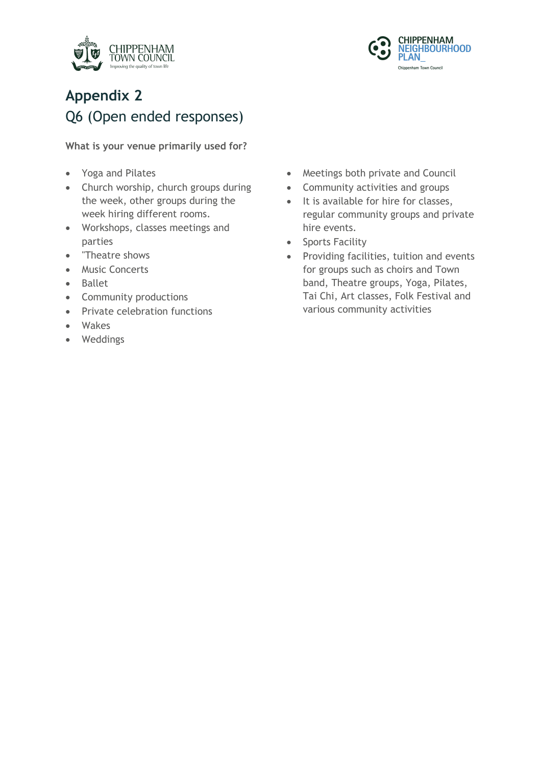# Appendix 2

## Q6 (Open ended responses)

**What is your venue primarily used for?**

- Yoga and Pilates
- Church worship, church groups during the week, other groups during the week hiring different rooms.
- Workshops, classes meetings and parties
- "Theatre shows
- Music Concerts
- Ballet
- Community productions
- Private celebration functions
- Wakes
- Weddings
- Meetings both private and Council
- Community activities and groups
- It is available for hire for classes, regular community groups and private hire events.
- Sports Facility
- Providing facilities, tuition and events for groups such as choirs and Town band, Theatre groups, Yoga, Pilates, Tai Chi, Art classes, Folk Festival and various community activities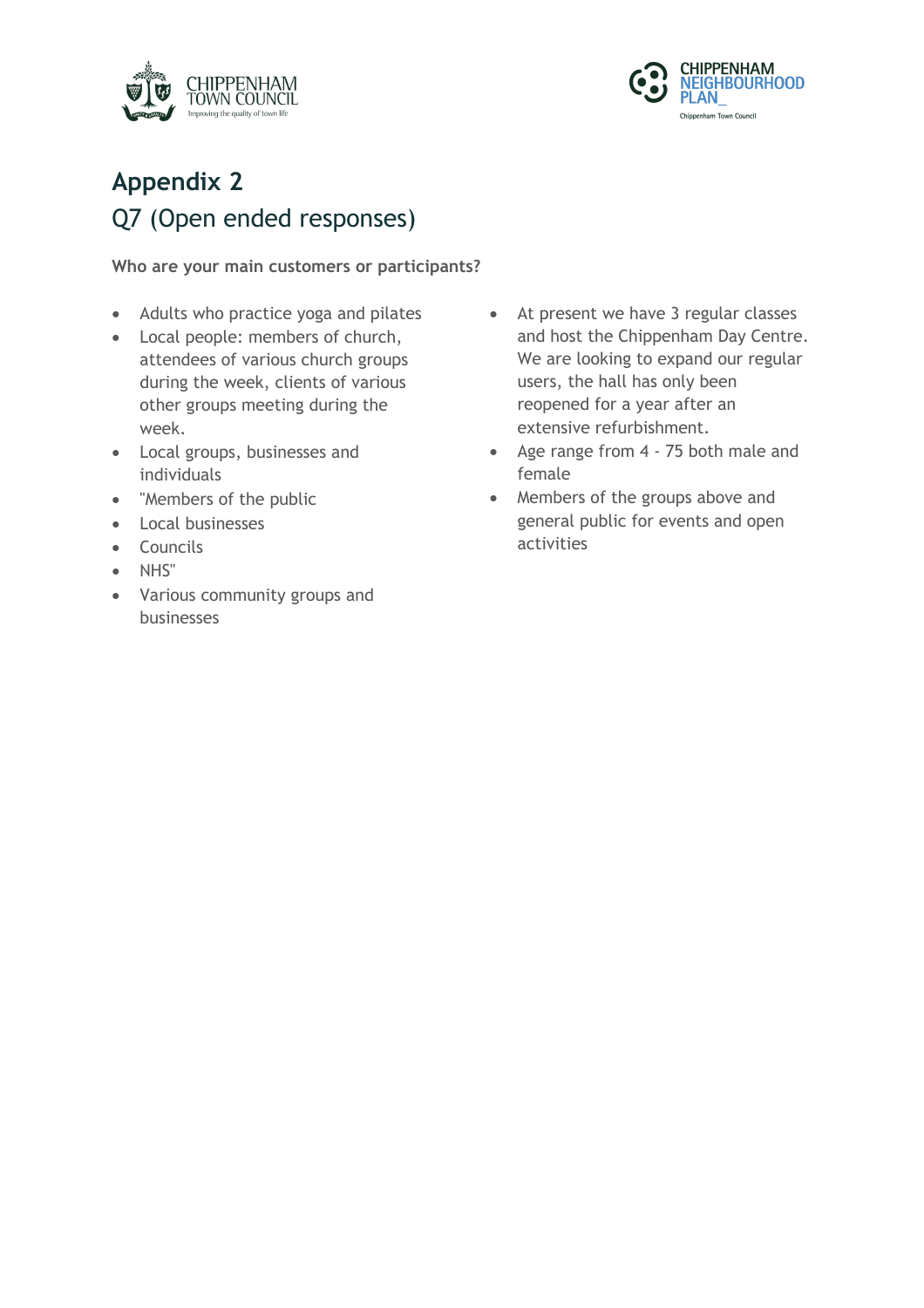# Appendix 2

## Q7 (Open ended responses)

**Who are your main customers or participants?**

- Adults who practice yoga and pilates
- Local people: members of church, attendees of various church groups during the week, clients of various other groups meeting during the week.
- Local groups, businesses and individuals
- "Members of the public
- Local businesses
- Councils
- NHS"
- Various community groups and businesses
- At present we have 3 regular classes and host the Chippenham Day Centre. We are looking to expand our regular users, the hall has only been reopened for a year after an extensive refurbishment.
- Age range from 4 - 75 both male and female
- Members of the groups above and general public for events and open activities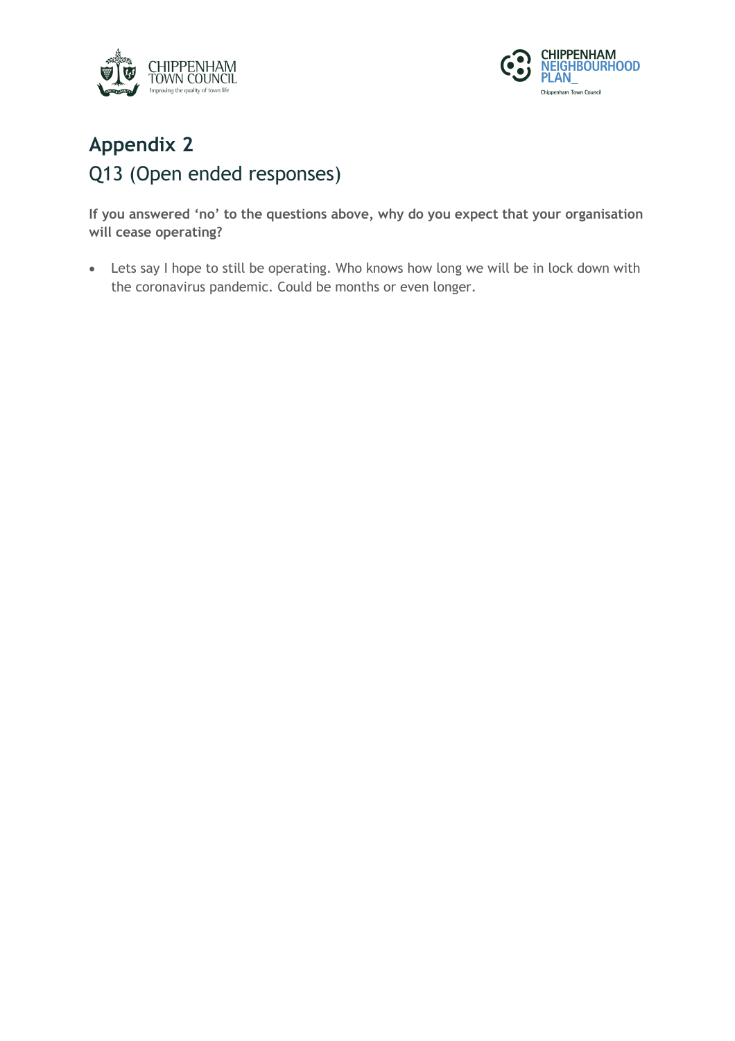# Appendix 2

## Q13 (Open ended responses)

**If you answered 'no' to the questions above, why do you expect that your organisation will cease operating?**

- Lets say I hope to still be operating. Who knows how long we will be in lock down with the coronavirus pandemic. Could be months or even longer.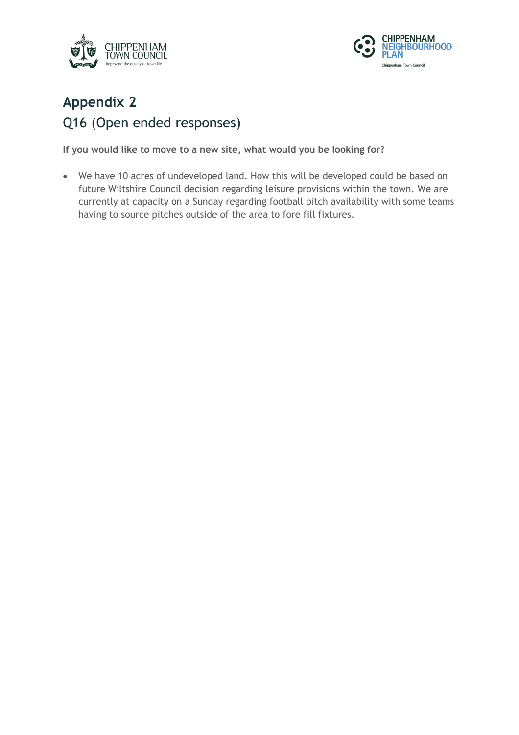# Appendix 2

## Q16 (Open ended responses)

**If you would like to move to a new site, what would you be looking for?**

- We have 10 acres of undeveloped land. How this will be developed could be based on future Wiltshire Council decision regarding leisure provisions within the town. We are currently at capacity on a Sunday regarding football pitch availability with some teams having to source pitches outside of the area to fore fill fixtures.